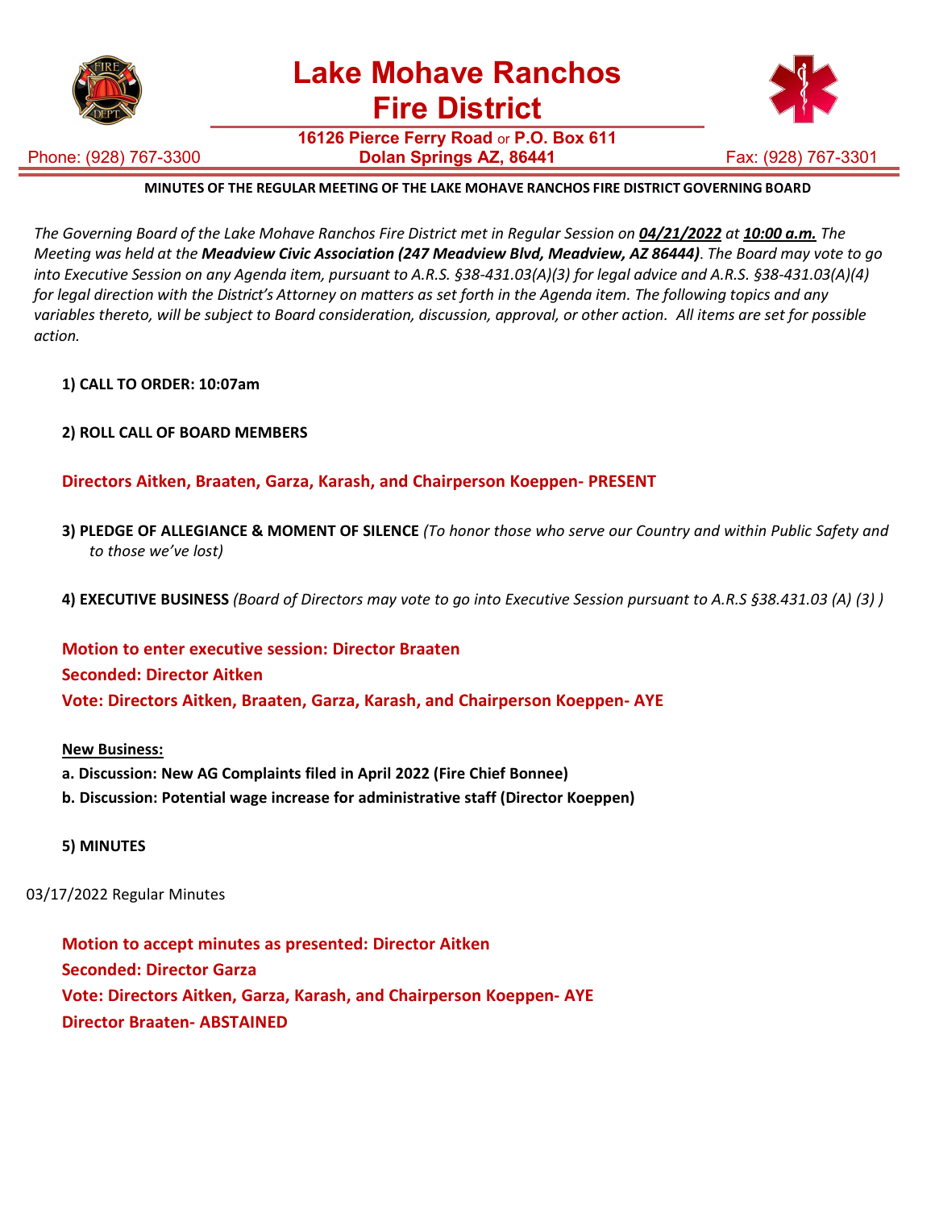# Lake Mohave Ranchos Fire District

**16126 Pierce Ferry Road** or **P.O. Box 611**
**Dolan Springs AZ, 86441**

Phone: (928) 767-3300 Fax: (928) 767-3301

**MINUTES OF THE REGULAR MEETING OF THE LAKE MOHAVE RANCHOS FIRE DISTRICT GOVERNING BOARD**

*The Governing Board of the Lake Mohave Ranchos Fire District met in Regular Session on* ***04/21/2022*** *at* ***10:00 a.m.*** *The Meeting was held at the* ***Meadview Civic Association (247 Meadview Blvd, Meadview, AZ 86444)****. The Board may vote to go into Executive Session on any Agenda item, pursuant to A.R.S. §38-431.03(A)(3) for legal advice and A.R.S. §38-431.03(A)(4) for legal direction with the District's Attorney on matters as set forth in the Agenda item. The following topics and any variables thereto, will be subject to Board consideration, discussion, approval, or other action. All items are set for possible action.*

**1) CALL TO ORDER: 10:07am**

**2) ROLL CALL OF BOARD MEMBERS**

**Directors Aitken, Braaten, Garza, Karash, and Chairperson Koeppen- PRESENT**

**3) PLEDGE OF ALLEGIANCE & MOMENT OF SILENCE** *(To honor those who serve our Country and within Public Safety and to those we've lost)*

**4) EXECUTIVE BUSINESS** *(Board of Directors may vote to go into Executive Session pursuant to A.R.S §38.431.03 (A) (3) )*

**Motion to enter executive session: Director Braaten**
**Seconded: Director Aitken**
**Vote: Directors Aitken, Braaten, Garza, Karash, and Chairperson Koeppen- AYE**

**New Business:**

**a. Discussion: New AG Complaints filed in April 2022 (Fire Chief Bonnee)**
**b. Discussion: Potential wage increase for administrative staff (Director Koeppen)**

**5) MINUTES**

03/17/2022 Regular Minutes

**Motion to accept minutes as presented: Director Aitken**
**Seconded: Director Garza**
**Vote: Directors Aitken, Garza, Karash, and Chairperson Koeppen- AYE**
**Director Braaten- ABSTAINED**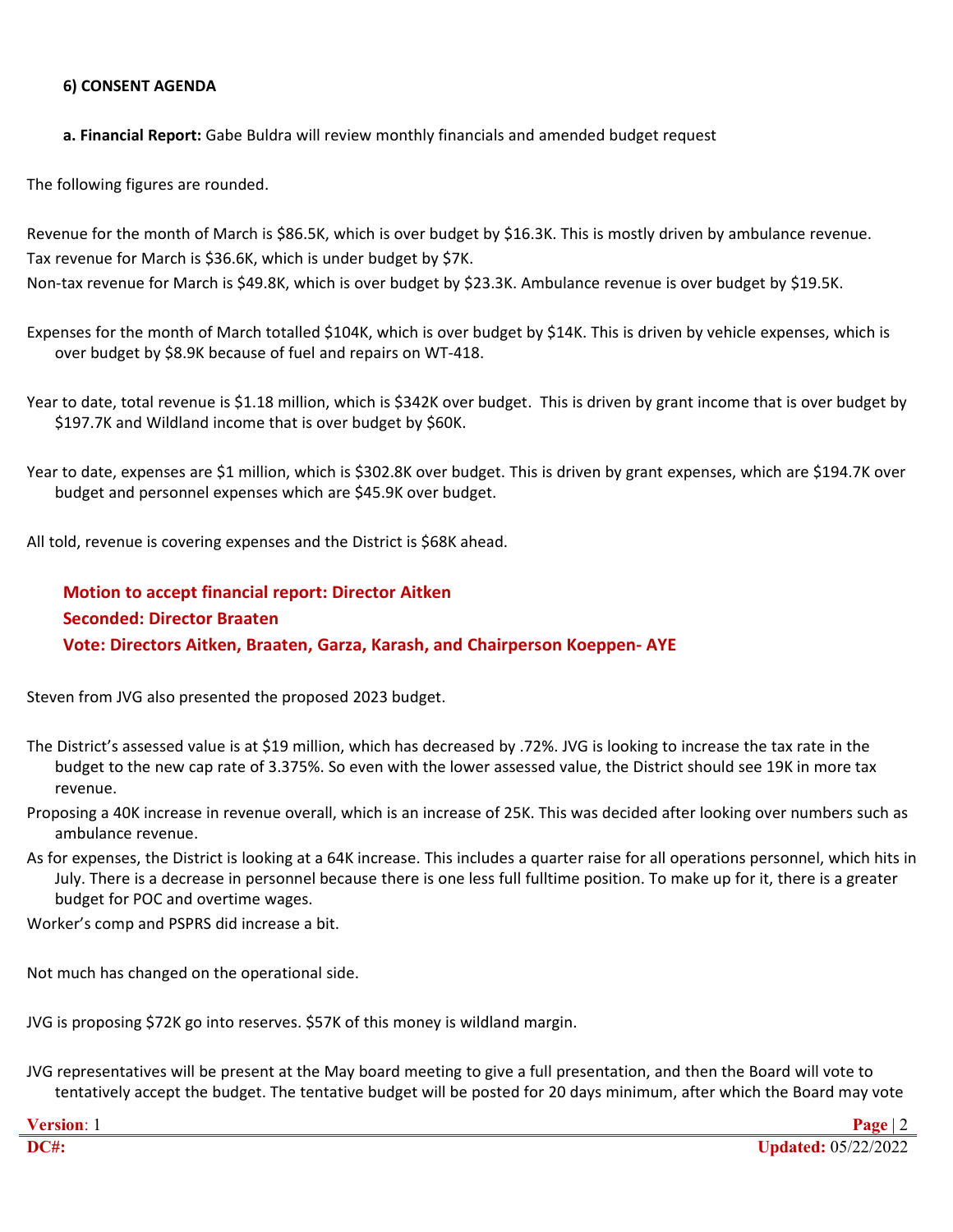**6) CONSENT AGENDA**

**a. Financial Report:** Gabe Buldra will review monthly financials and amended budget request

The following figures are rounded.

Revenue for the month of March is $86.5K, which is over budget by $16.3K. This is mostly driven by ambulance revenue.
Tax revenue for March is $36.6K, which is under budget by $7K.
Non-tax revenue for March is $49.8K, which is over budget by $23.3K. Ambulance revenue is over budget by $19.5K.

Expenses for the month of March totalled $104K, which is over budget by $14K. This is driven by vehicle expenses, which is over budget by $8.9K because of fuel and repairs on WT-418.

Year to date, total revenue is $1.18 million, which is $342K over budget. This is driven by grant income that is over budget by $197.7K and Wildland income that is over budget by $60K.

Year to date, expenses are $1 million, which is $302.8K over budget. This is driven by grant expenses, which are $194.7K over budget and personnel expenses which are $45.9K over budget.

All told, revenue is covering expenses and the District is $68K ahead.

**Motion to accept financial report: Director Aitken**
**Seconded: Director Braaten**
**Vote: Directors Aitken, Braaten, Garza, Karash, and Chairperson Koeppen- AYE**

Steven from JVG also presented the proposed 2023 budget.

The District's assessed value is at $19 million, which has decreased by .72%. JVG is looking to increase the tax rate in the budget to the new cap rate of 3.375%. So even with the lower assessed value, the District should see 19K in more tax revenue.
Proposing a 40K increase in revenue overall, which is an increase of 25K. This was decided after looking over numbers such as ambulance revenue.
As for expenses, the District is looking at a 64K increase. This includes a quarter raise for all operations personnel, which hits in July. There is a decrease in personnel because there is one less full fulltime position. To make up for it, there is a greater budget for POC and overtime wages.
Worker's comp and PSPRS did increase a bit.

Not much has changed on the operational side.

JVG is proposing $72K go into reserves. $57K of this money is wildland margin.

JVG representatives will be present at the May board meeting to give a full presentation, and then the Board will vote to tentatively accept the budget. The tentative budget will be posted for 20 days minimum, after which the Board may vote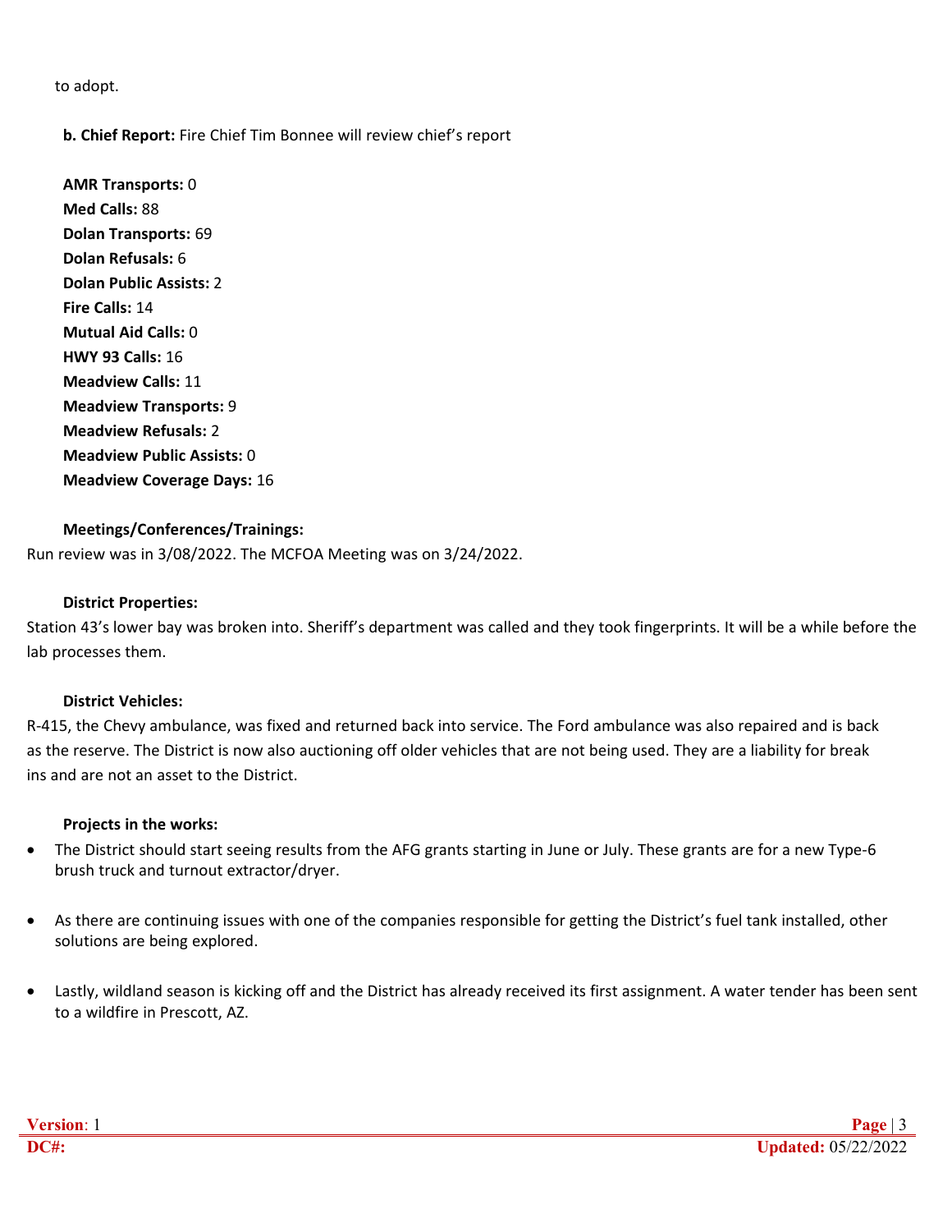to adopt.

**b. Chief Report:** Fire Chief Tim Bonnee will review chief's report

**AMR Transports:** 0
**Med Calls:** 88
**Dolan Transports:** 69
**Dolan Refusals:** 6
**Dolan Public Assists:** 2
**Fire Calls:** 14
**Mutual Aid Calls:** 0
**HWY 93 Calls:** 16
**Meadview Calls:** 11
**Meadview Transports:** 9
**Meadview Refusals:** 2
**Meadview Public Assists:** 0
**Meadview Coverage Days:** 16

**Meetings/Conferences/Trainings:**

Run review was in 3/08/2022. The MCFOA Meeting was on 3/24/2022.

**District Properties:**

Station 43's lower bay was broken into. Sheriff's department was called and they took fingerprints. It will be a while before the lab processes them.

**District Vehicles:**

R-415, the Chevy ambulance, was fixed and returned back into service. The Ford ambulance was also repaired and is back as the reserve. The District is now also auctioning off older vehicles that are not being used. They are a liability for break ins and are not an asset to the District.

**Projects in the works:**

- The District should start seeing results from the AFG grants starting in June or July. These grants are for a new Type-6 brush truck and turnout extractor/dryer.
- As there are continuing issues with one of the companies responsible for getting the District's fuel tank installed, other solutions are being explored.
- Lastly, wildland season is kicking off and the District has already received its first assignment. A water tender has been sent to a wildfire in Prescott, AZ.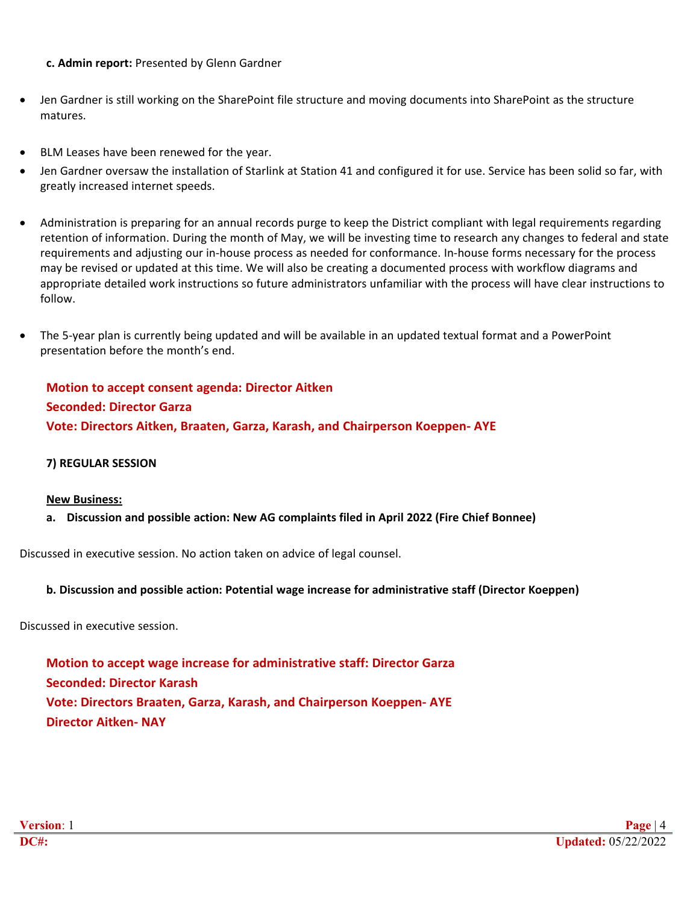**c. Admin report:** Presented by Glenn Gardner

- Jen Gardner is still working on the SharePoint file structure and moving documents into SharePoint as the structure matures.
- BLM Leases have been renewed for the year.
- Jen Gardner oversaw the installation of Starlink at Station 41 and configured it for use. Service has been solid so far, with greatly increased internet speeds.
- Administration is preparing for an annual records purge to keep the District compliant with legal requirements regarding retention of information. During the month of May, we will be investing time to research any changes to federal and state requirements and adjusting our in-house process as needed for conformance. In-house forms necessary for the process may be revised or updated at this time. We will also be creating a documented process with workflow diagrams and appropriate detailed work instructions so future administrators unfamiliar with the process will have clear instructions to follow.
- The 5-year plan is currently being updated and will be available in an updated textual format and a PowerPoint presentation before the month's end.

**Motion to accept consent agenda: Director Aitken**
**Seconded: Director Garza**
**Vote: Directors Aitken, Braaten, Garza, Karash, and Chairperson Koeppen- AYE**

**7) REGULAR SESSION**

**New Business:**

**a. Discussion and possible action: New AG complaints filed in April 2022 (Fire Chief Bonnee)**

Discussed in executive session. No action taken on advice of legal counsel.

**b. Discussion and possible action: Potential wage increase for administrative staff (Director Koeppen)**

Discussed in executive session.

**Motion to accept wage increase for administrative staff: Director Garza**
**Seconded: Director Karash**
**Vote: Directors Braaten, Garza, Karash, and Chairperson Koeppen- AYE**
**Director Aitken- NAY**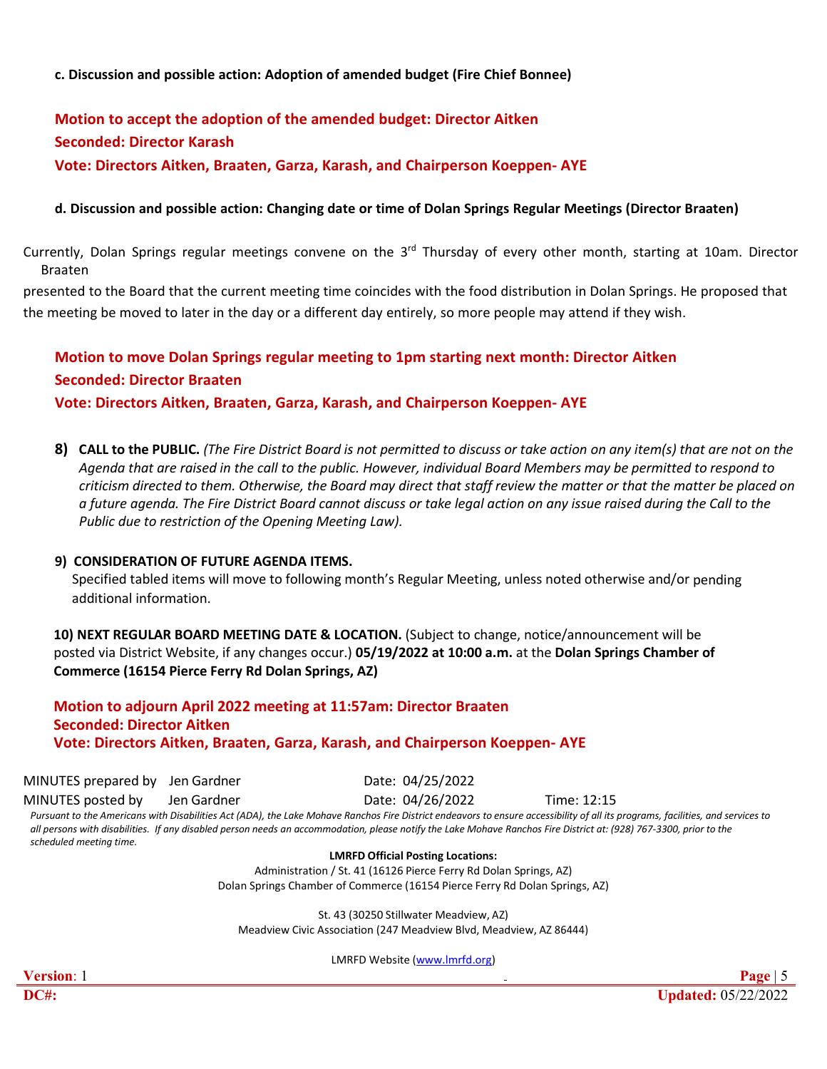**c. Discussion and possible action: Adoption of amended budget (Fire Chief Bonnee)**

**Motion to accept the adoption of the amended budget: Director Aitken**
**Seconded: Director Karash**
**Vote: Directors Aitken, Braaten, Garza, Karash, and Chairperson Koeppen- AYE**

**d. Discussion and possible action: Changing date or time of Dolan Springs Regular Meetings (Director Braaten)**

Currently, Dolan Springs regular meetings convene on the 3rd Thursday of every other month, starting at 10am. Director Braaten presented to the Board that the current meeting time coincides with the food distribution in Dolan Springs. He proposed that the meeting be moved to later in the day or a different day entirely, so more people may attend if they wish.

**Motion to move Dolan Springs regular meeting to 1pm starting next month: Director Aitken**
**Seconded: Director Braaten**
**Vote: Directors Aitken, Braaten, Garza, Karash, and Chairperson Koeppen- AYE**

8) **CALL to the PUBLIC.** *(The Fire District Board is not permitted to discuss or take action on any item(s) that are not on the Agenda that are raised in the call to the public. However, individual Board Members may be permitted to respond to criticism directed to them. Otherwise, the Board may direct that staff review the matter or that the matter be placed on a future agenda. The Fire District Board cannot discuss or take legal action on any issue raised during the Call to the Public due to restriction of the Opening Meeting Law).*

9) **CONSIDERATION OF FUTURE AGENDA ITEMS.**
Specified tabled items will move to following month's Regular Meeting, unless noted otherwise and/or pending additional information.

**10) NEXT REGULAR BOARD MEETING DATE & LOCATION.** (Subject to change, notice/announcement will be posted via District Website, if any changes occur.) **05/19/2022 at 10:00 a.m.** at the **Dolan Springs Chamber of Commerce (16154 Pierce Ferry Rd Dolan Springs, AZ)**

**Motion to adjourn April 2022 meeting at 11:57am: Director Braaten**
**Seconded: Director Aitken**
**Vote: Directors Aitken, Braaten, Garza, Karash, and Chairperson Koeppen- AYE**

MINUTES prepared by Jen Gardner Date: 04/25/2022
MINUTES posted by Jen Gardner Date: 04/26/2022 Time: 12:15

*Pursuant to the Americans with Disabilities Act (ADA), the Lake Mohave Ranchos Fire District endeavors to ensure accessibility of all its programs, facilities, and services to all persons with disabilities. If any disabled person needs an accommodation, please notify the Lake Mohave Ranchos Fire District at: (928) 767-3300, prior to the scheduled meeting time.*

**LMRFD Official Posting Locations:**
Administration / St. 41 (16126 Pierce Ferry Rd Dolan Springs, AZ)
Dolan Springs Chamber of Commerce (16154 Pierce Ferry Rd Dolan Springs, AZ)

St. 43 (30250 Stillwater Meadview, AZ)
Meadview Civic Association (247 Meadview Blvd, Meadview, AZ 86444)

LMRFD Website (www.lmrfd.org)

**Version**: 1
**DC#:** **Updated:** 05/22/2022